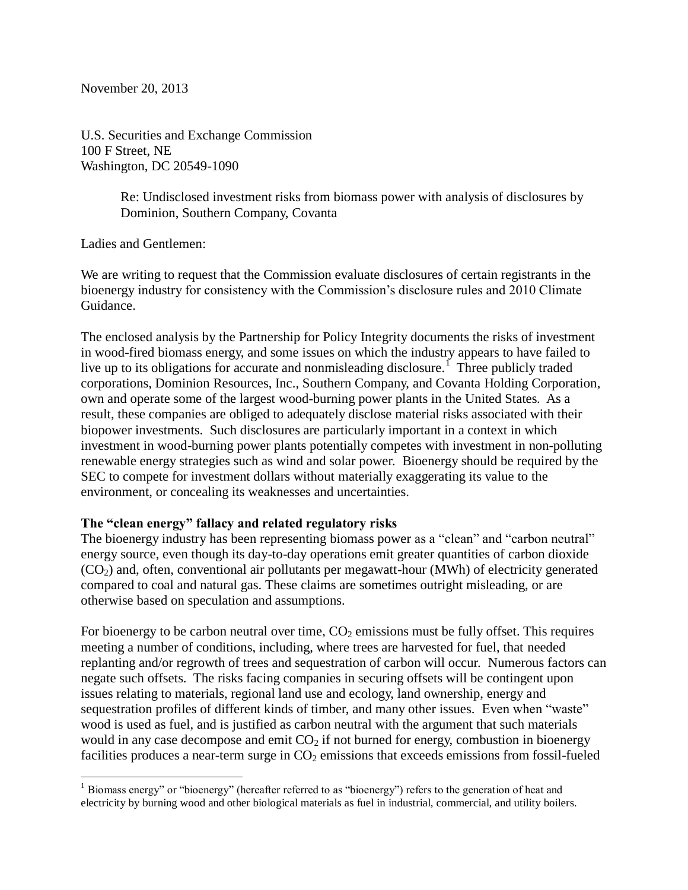November 20, 2013

U.S. Securities and Exchange Commission
100 F Street, NE
Washington, DC 20549-1090

> Re: Undisclosed investment risks from biomass power with analysis of disclosures by Dominion, Southern Company, Covanta

Ladies and Gentlemen:

We are writing to request that the Commission evaluate disclosures of certain registrants in the bioenergy industry for consistency with the Commission's disclosure rules and 2010 Climate Guidance.

The enclosed analysis by the Partnership for Policy Integrity documents the risks of investment in wood-fired biomass energy, and some issues on which the industry appears to have failed to live up to its obligations for accurate and nonmisleading disclosure.[1] Three publicly traded corporations, Dominion Resources, Inc., Southern Company, and Covanta Holding Corporation, own and operate some of the largest wood-burning power plants in the United States. As a result, these companies are obliged to adequately disclose material risks associated with their biopower investments. Such disclosures are particularly important in a context in which investment in wood-burning power plants potentially competes with investment in non-polluting renewable energy strategies such as wind and solar power. Bioenergy should be required by the SEC to compete for investment dollars without materially exaggerating its value to the environment, or concealing its weaknesses and uncertainties.

**The "clean energy" fallacy and related regulatory risks**

The bioenergy industry has been representing biomass power as a "clean" and "carbon neutral" energy source, even though its day-to-day operations emit greater quantities of carbon dioxide ($CO_2$) and, often, conventional air pollutants per megawatt-hour (MWh) of electricity generated compared to coal and natural gas. These claims are sometimes outright misleading, or are otherwise based on speculation and assumptions.

For bioenergy to be carbon neutral over time, $CO_2$ emissions must be fully offset. This requires meeting a number of conditions, including, where trees are harvested for fuel, that needed replanting and/or regrowth of trees and sequestration of carbon will occur. Numerous factors can negate such offsets. The risks facing companies in securing offsets will be contingent upon issues relating to materials, regional land use and ecology, land ownership, energy and sequestration profiles of different kinds of timber, and many other issues. Even when "waste" wood is used as fuel, and is justified as carbon neutral with the argument that such materials would in any case decompose and emit $CO_2$ if not burned for energy, combustion in bioenergy facilities produces a near-term surge in $CO_2$ emissions that exceeds emissions from fossil-fueled

[1] Biomass energy" or "bioenergy" (hereafter referred to as "bioenergy") refers to the generation of heat and electricity by burning wood and other biological materials as fuel in industrial, commercial, and utility boilers.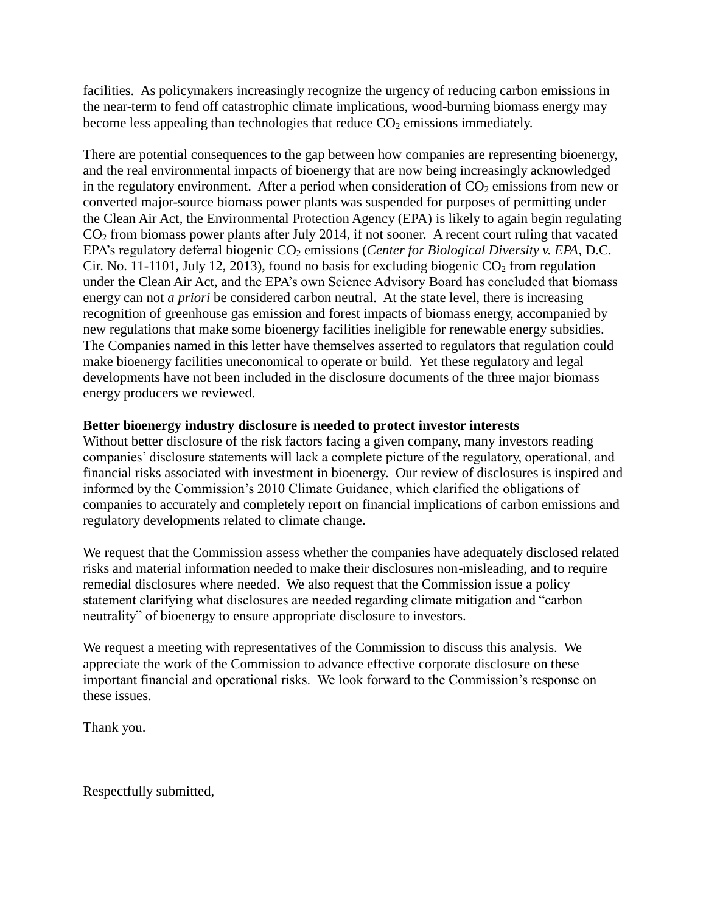facilities. As policymakers increasingly recognize the urgency of reducing carbon emissions in the near-term to fend off catastrophic climate implications, wood-burning biomass energy may become less appealing than technologies that reduce $CO_2$ emissions immediately.

There are potential consequences to the gap between how companies are representing bioenergy, and the real environmental impacts of bioenergy that are now being increasingly acknowledged in the regulatory environment. After a period when consideration of $CO_2$ emissions from new or converted major-source biomass power plants was suspended for purposes of permitting under the Clean Air Act, the Environmental Protection Agency (EPA) is likely to again begin regulating $CO_2$ from biomass power plants after July 2014, if not sooner. A recent court ruling that vacated EPA's regulatory deferral biogenic $CO_2$ emissions (*Center for Biological Diversity v. EPA*, D.C. Cir. No. 11-1101, July 12, 2013), found no basis for excluding biogenic $CO_2$ from regulation under the Clean Air Act, and the EPA's own Science Advisory Board has concluded that biomass energy can not *a priori* be considered carbon neutral. At the state level, there is increasing recognition of greenhouse gas emission and forest impacts of biomass energy, accompanied by new regulations that make some bioenergy facilities ineligible for renewable energy subsidies. The Companies named in this letter have themselves asserted to regulators that regulation could make bioenergy facilities uneconomical to operate or build. Yet these regulatory and legal developments have not been included in the disclosure documents of the three major biomass energy producers we reviewed.

**Better bioenergy industry disclosure is needed to protect investor interests**

Without better disclosure of the risk factors facing a given company, many investors reading companies' disclosure statements will lack a complete picture of the regulatory, operational, and financial risks associated with investment in bioenergy. Our review of disclosures is inspired and informed by the Commission's 2010 Climate Guidance, which clarified the obligations of companies to accurately and completely report on financial implications of carbon emissions and regulatory developments related to climate change.

We request that the Commission assess whether the companies have adequately disclosed related risks and material information needed to make their disclosures non-misleading, and to require remedial disclosures where needed. We also request that the Commission issue a policy statement clarifying what disclosures are needed regarding climate mitigation and "carbon neutrality" of bioenergy to ensure appropriate disclosure to investors.

We request a meeting with representatives of the Commission to discuss this analysis. We appreciate the work of the Commission to advance effective corporate disclosure on these important financial and operational risks. We look forward to the Commission's response on these issues.

Thank you.

Respectfully submitted,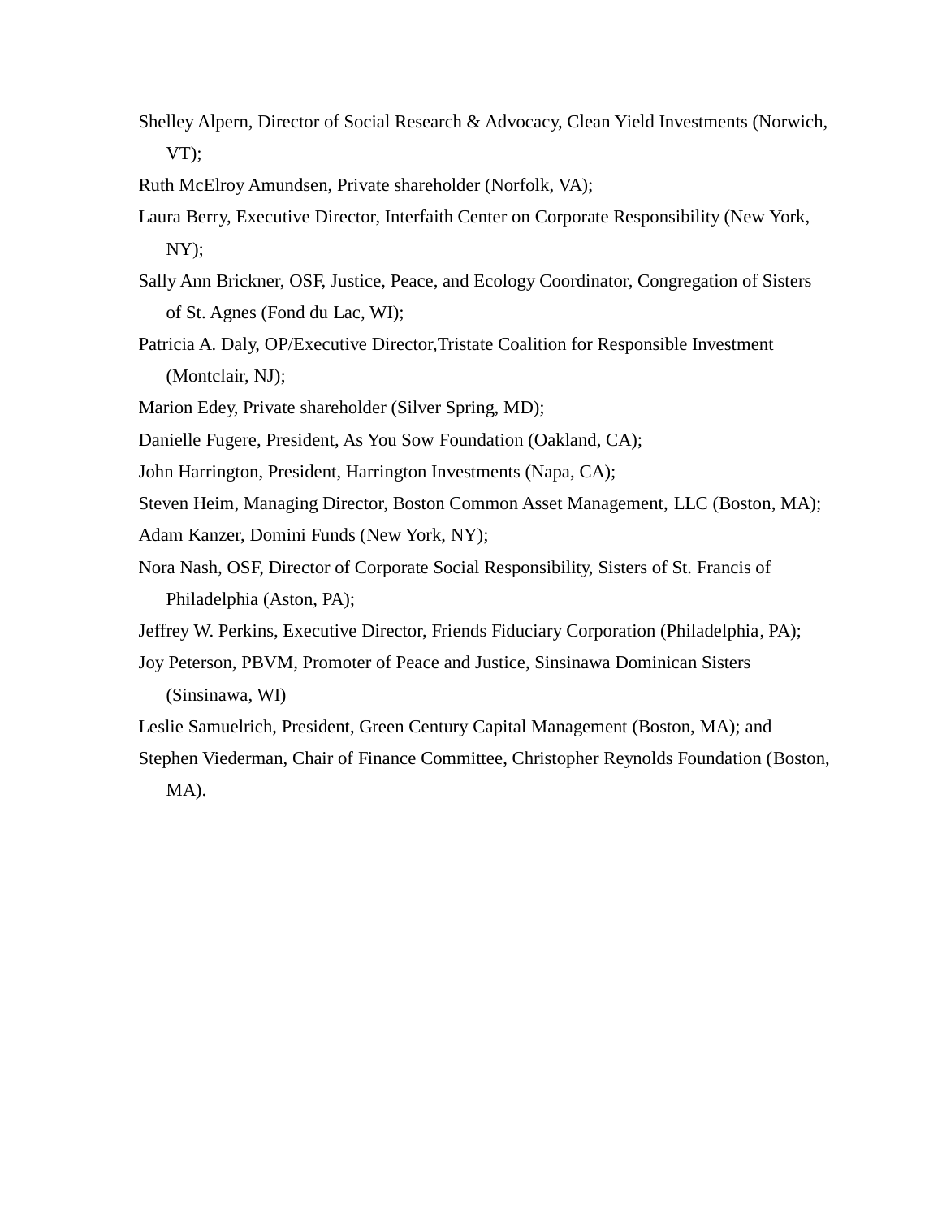Shelley Alpern, Director of Social Research & Advocacy, Clean Yield Investments (Norwich, VT);

Ruth McElroy Amundsen, Private shareholder (Norfolk, VA);

Laura Berry, Executive Director, Interfaith Center on Corporate Responsibility (New York, NY);

Sally Ann Brickner, OSF, Justice, Peace, and Ecology Coordinator, Congregation of Sisters of St. Agnes (Fond du Lac, WI);

Patricia A. Daly, OP/Executive Director,Tristate Coalition for Responsible Investment (Montclair, NJ);

Marion Edey, Private shareholder (Silver Spring, MD);

Danielle Fugere, President, As You Sow Foundation (Oakland, CA);

John Harrington, President, Harrington Investments (Napa, CA);

Steven Heim, Managing Director, Boston Common Asset Management, LLC (Boston, MA);

Adam Kanzer, Domini Funds (New York, NY);

Nora Nash, OSF, Director of Corporate Social Responsibility, Sisters of St. Francis of Philadelphia (Aston, PA);

Jeffrey W. Perkins, Executive Director, Friends Fiduciary Corporation (Philadelphia, PA);

Joy Peterson, PBVM, Promoter of Peace and Justice, Sinsinawa Dominican Sisters (Sinsinawa, WI)

Leslie Samuelrich, President, Green Century Capital Management (Boston, MA); and

Stephen Viederman, Chair of Finance Committee, Christopher Reynolds Foundation (Boston, MA).